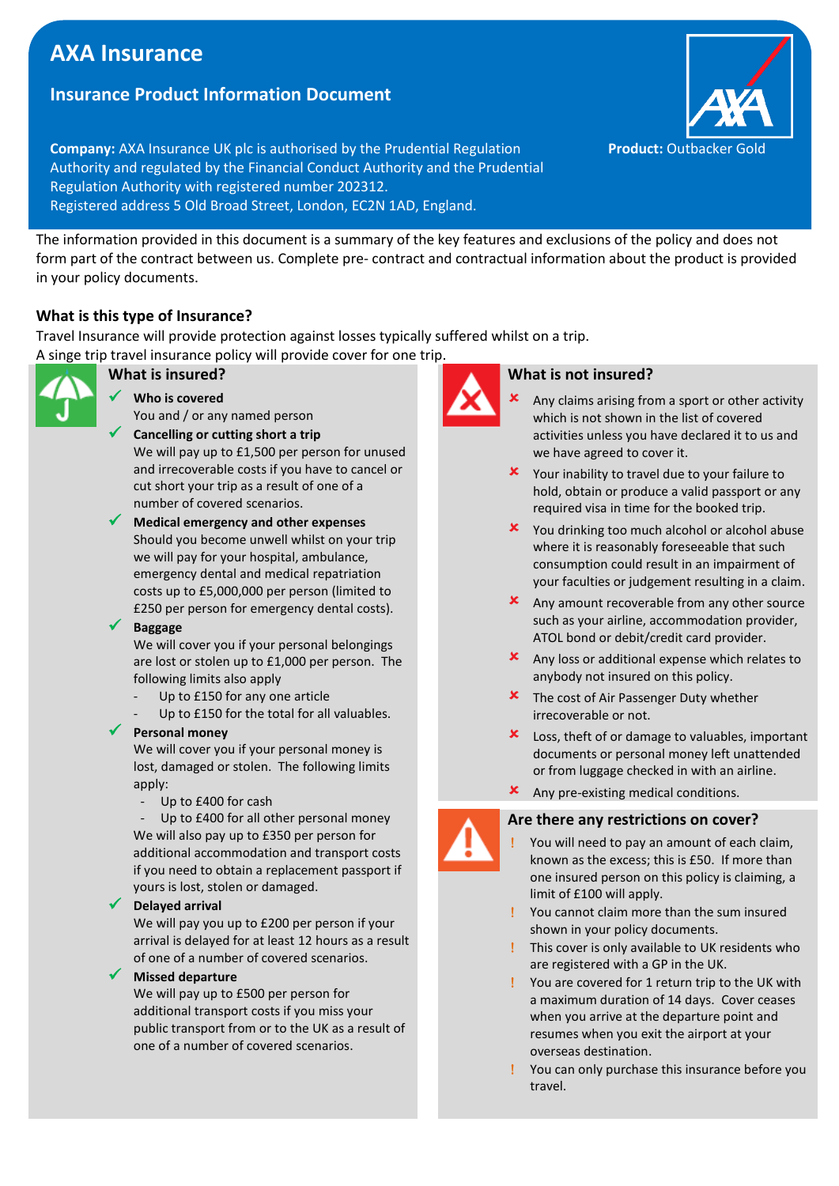# AXA Insurance

## Insurance Product Information Document

**Company:** AXA Insurance UK plc is authorised by the Prudential Regulation Authority and regulated by the Financial Conduct Authority and the Prudential Regulation Authority with registered number 202312.
Registered address 5 Old Broad Street, London, EC2N 1AD, England.

**Product:** Outbacker Gold

The information provided in this document is a summary of the key features and exclusions of the policy and does not form part of the contract between us. Complete pre- contract and contractual information about the product is provided in your policy documents.

### What is this type of Insurance?

Travel Insurance will provide protection against losses typically suffered whilst on a trip.
A singe trip travel insurance policy will provide cover for one trip.

### What is insured?

- ✓ **Who is covered**
  You and / or any named person
- ✓ **Cancelling or cutting short a trip**
  We will pay up to £1,500 per person for unused and irrecoverable costs if you have to cancel or cut short your trip as a result of one of a number of covered scenarios.
- ✓ **Medical emergency and other expenses**
  Should you become unwell whilst on your trip we will pay for your hospital, ambulance, emergency dental and medical repatriation costs up to £5,000,000 per person (limited to £250 per person for emergency dental costs).
- ✓ **Baggage**
  We will cover you if your personal belongings are lost or stolen up to £1,000 per person. The following limits also apply
  - Up to £150 for any one article
  - Up to £150 for the total for all valuables.
- ✓ **Personal money**
  We will cover you if your personal money is lost, damaged or stolen. The following limits apply:
  - Up to £400 for cash
  - Up to £400 for all other personal money

  We will also pay up to £350 per person for additional accommodation and transport costs if you need to obtain a replacement passport if yours is lost, stolen or damaged.
- ✓ **Delayed arrival**
  We will pay you up to £200 per person if your arrival is delayed for at least 12 hours as a result of one of a number of covered scenarios.
- ✓ **Missed departure**
  We will pay up to £500 per person for additional transport costs if you miss your public transport from or to the UK as a result of one of a number of covered scenarios.

### What is not insured?

- ✗ Any claims arising from a sport or other activity which is not shown in the list of covered activities unless you have declared it to us and we have agreed to cover it.
- ✗ Your inability to travel due to your failure to hold, obtain or produce a valid passport or any required visa in time for the booked trip.
- ✗ You drinking too much alcohol or alcohol abuse where it is reasonably foreseeable that such consumption could result in an impairment of your faculties or judgement resulting in a claim.
- ✗ Any amount recoverable from any other source such as your airline, accommodation provider, ATOL bond or debit/credit card provider.
- ✗ Any loss or additional expense which relates to anybody not insured on this policy.
- ✗ The cost of Air Passenger Duty whether irrecoverable or not.
- ✗ Loss, theft of or damage to valuables, important documents or personal money left unattended or from luggage checked in with an airline.
- ✗ Any pre-existing medical conditions.

### Are there any restrictions on cover?

- ! You will need to pay an amount of each claim, known as the excess; this is £50. If more than one insured person on this policy is claiming, a limit of £100 will apply.
- ! You cannot claim more than the sum insured shown in your policy documents.
- ! This cover is only available to UK residents who are registered with a GP in the UK.
- ! You are covered for 1 return trip to the UK with a maximum duration of 14 days. Cover ceases when you arrive at the departure point and resumes when you exit the airport at your overseas destination.
- ! You can only purchase this insurance before you travel.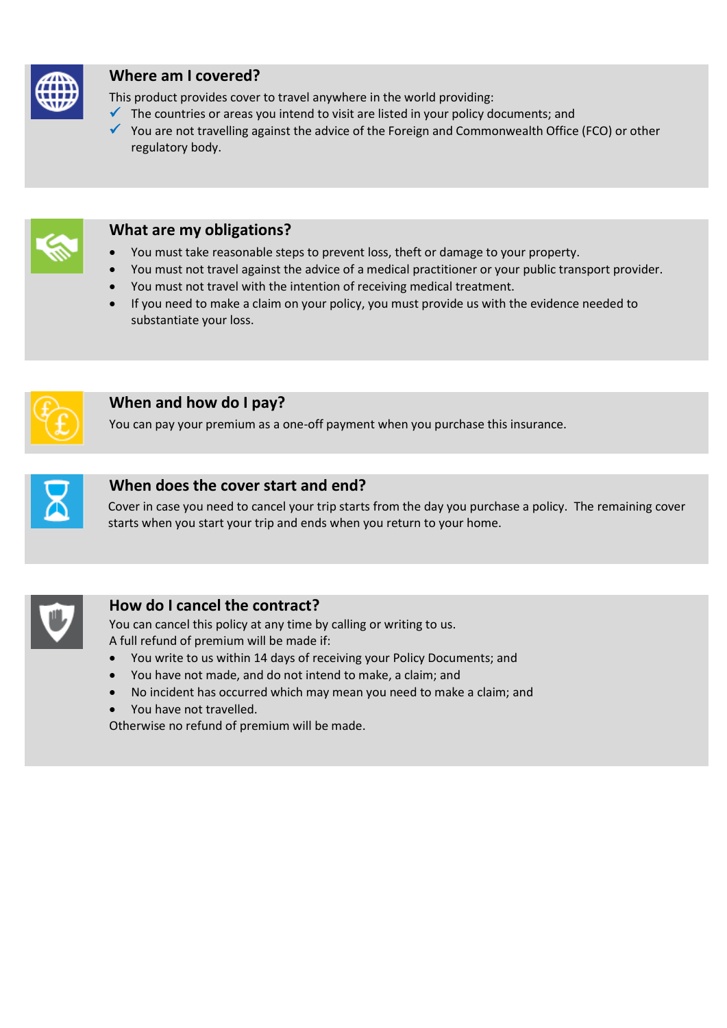## Where am I covered?

This product provides cover to travel anywhere in the world providing:

- ✓ The countries or areas you intend to visit are listed in your policy documents; and
- ✓ You are not travelling against the advice of the Foreign and Commonwealth Office (FCO) or other regulatory body.

## What are my obligations?

- You must take reasonable steps to prevent loss, theft or damage to your property.
- You must not travel against the advice of a medical practitioner or your public transport provider.
- You must not travel with the intention of receiving medical treatment.
- If you need to make a claim on your policy, you must provide us with the evidence needed to substantiate your loss.

## When and how do I pay?

You can pay your premium as a one-off payment when you purchase this insurance.

## When does the cover start and end?

Cover in case you need to cancel your trip starts from the day you purchase a policy. The remaining cover starts when you start your trip and ends when you return to your home.

## How do I cancel the contract?

You can cancel this policy at any time by calling or writing to us.
A full refund of premium will be made if:

- You write to us within 14 days of receiving your Policy Documents; and
- You have not made, and do not intend to make, a claim; and
- No incident has occurred which may mean you need to make a claim; and
- You have not travelled.

Otherwise no refund of premium will be made.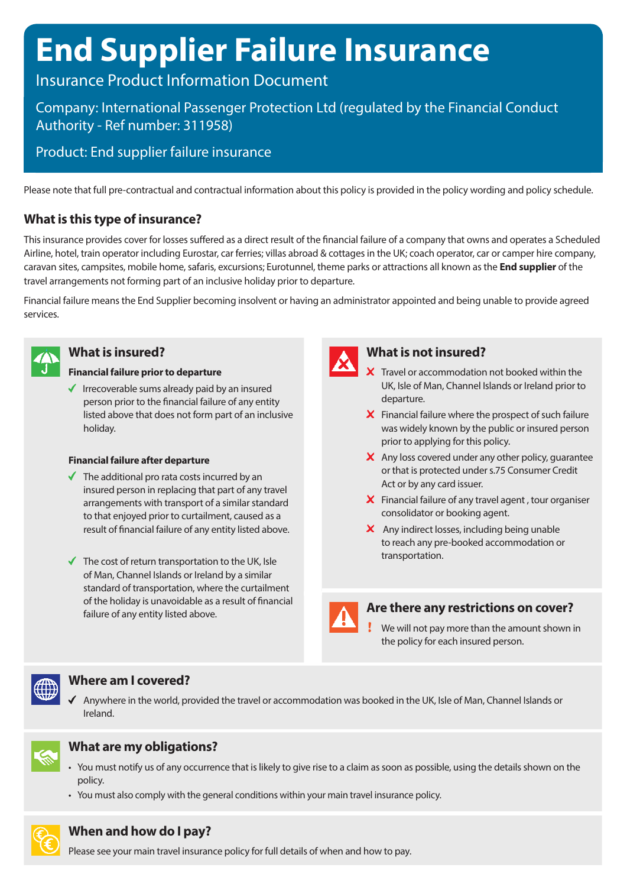# End Supplier Failure Insurance

Insurance Product Information Document

Company: International Passenger Protection Ltd (regulated by the Financial Conduct Authority - Ref number: 311958)

Product: End supplier failure insurance

Please note that full pre-contractual and contractual information about this policy is provided in the policy wording and policy schedule.

## What is this type of insurance?

This insurance provides cover for losses suffered as a direct result of the financial failure of a company that owns and operates a Scheduled Airline, hotel, train operator including Eurostar, car ferries; villas abroad & cottages in the UK; coach operator, car or camper hire company, caravan sites, campsites, mobile home, safaris, excursions; Eurotunnel, theme parks or attractions all known as the **End supplier** of the travel arrangements not forming part of an inclusive holiday prior to departure.

Financial failure means the End Supplier becoming insolvent or having an administrator appointed and being unable to provide agreed services.

## What is insured?

**Financial failure prior to departure**

- ✓ Irrecoverable sums already paid by an insured person prior to the financial failure of any entity listed above that does not form part of an inclusive holiday.

**Financial failure after departure**

- ✓ The additional pro rata costs incurred by an insured person in replacing that part of any travel arrangements with transport of a similar standard to that enjoyed prior to curtailment, caused as a result of financial failure of any entity listed above.
- ✓ The cost of return transportation to the UK, Isle of Man, Channel Islands or Ireland by a similar standard of transportation, where the curtailment of the holiday is unavoidable as a result of financial failure of any entity listed above.

## What is not insured?

- ✗ Travel or accommodation not booked within the UK, Isle of Man, Channel Islands or Ireland prior to departure.
- ✗ Financial failure where the prospect of such failure was widely known by the public or insured person prior to applying for this policy.
- ✗ Any loss covered under any other policy, guarantee or that is protected under s.75 Consumer Credit Act or by any card issuer.
- ✗ Financial failure of any travel agent , tour organiser consolidator or booking agent.
- ✗ Any indirect losses, including being unable to reach any pre-booked accommodation or transportation.

## Are there any restrictions on cover?

- ! We will not pay more than the amount shown in the policy for each insured person.

## Where am I covered?

- ✓ Anywhere in the world, provided the travel or accommodation was booked in the UK, Isle of Man, Channel Islands or Ireland.

## What are my obligations?

- You must notify us of any occurrence that is likely to give rise to a claim as soon as possible, using the details shown on the policy.
- You must also comply with the general conditions within your main travel insurance policy.

## When and how do I pay?

Please see your main travel insurance policy for full details of when and how to pay.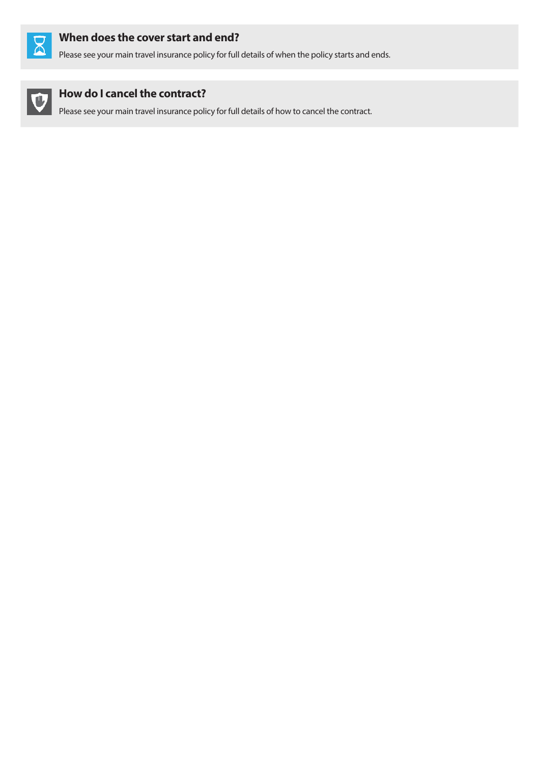## When does the cover start and end?

Please see your main travel insurance policy for full details of when the policy starts and ends.

## How do I cancel the contract?

Please see your main travel insurance policy for full details of how to cancel the contract.